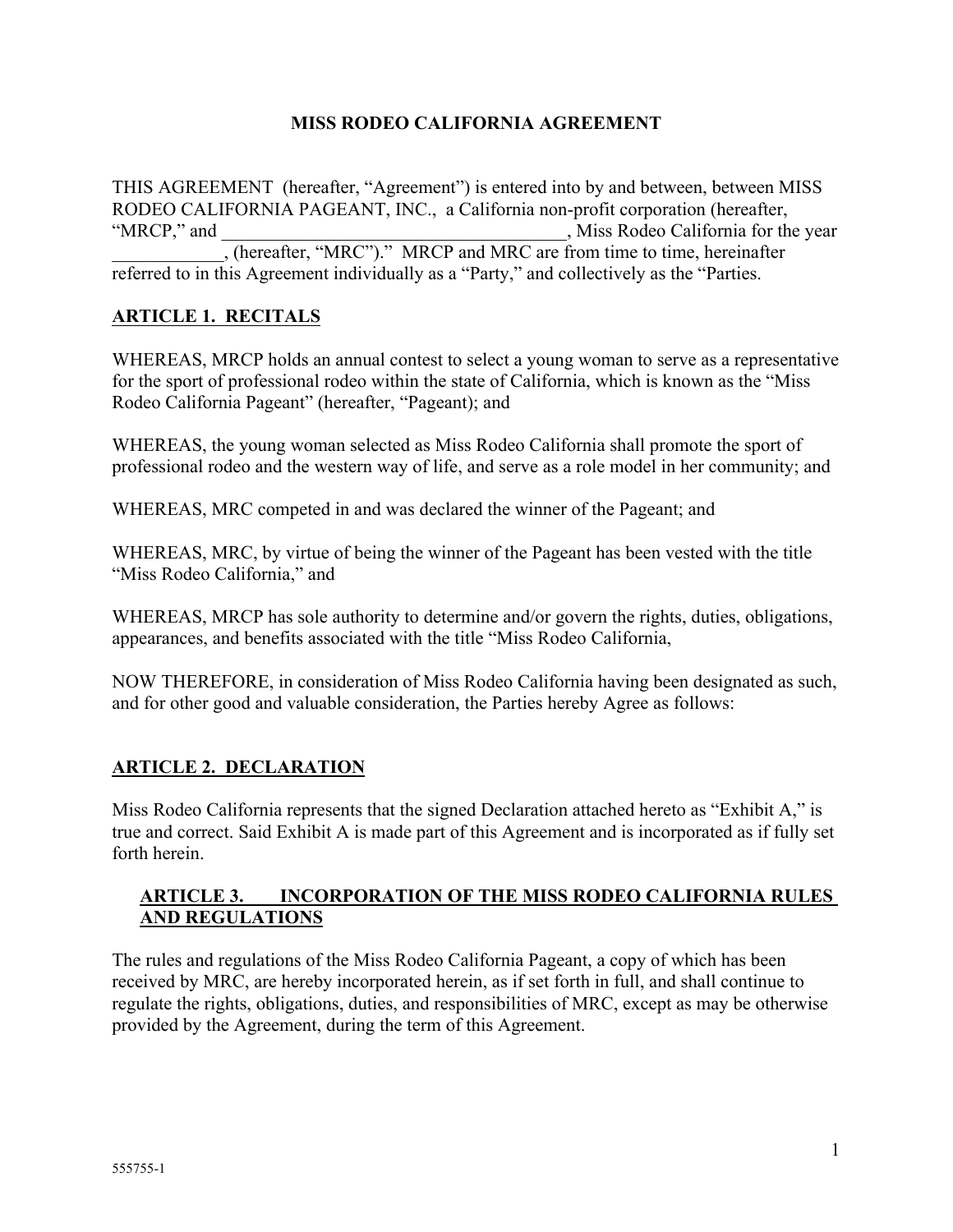# MISS RODEO CALIFORNIA AGREEMENT

THIS AGREEMENT (hereafter, "Agreement") is entered into by and between, between MISS RODEO CALIFORNIA PAGEANT, INC., a California non-profit corporation (hereafter, "MRCP," and ____________________________________, Miss Rodeo California for the year ____________, (hereafter, "MRC")." MRCP and MRC are from time to time, hereinafter referred to in this Agreement individually as a "Party," and collectively as the "Parties.

## ARTICLE 1. RECITALS

WHEREAS, MRCP holds an annual contest to select a young woman to serve as a representative for the sport of professional rodeo within the state of California, which is known as the "Miss Rodeo California Pageant" (hereafter, "Pageant); and

WHEREAS, the young woman selected as Miss Rodeo California shall promote the sport of professional rodeo and the western way of life, and serve as a role model in her community; and

WHEREAS, MRC competed in and was declared the winner of the Pageant; and

WHEREAS, MRC, by virtue of being the winner of the Pageant has been vested with the title "Miss Rodeo California," and

WHEREAS, MRCP has sole authority to determine and/or govern the rights, duties, obligations, appearances, and benefits associated with the title "Miss Rodeo California,

NOW THEREFORE, in consideration of Miss Rodeo California having been designated as such, and for other good and valuable consideration, the Parties hereby Agree as follows:

## ARTICLE 2. DECLARATION

Miss Rodeo California represents that the signed Declaration attached hereto as "Exhibit A," is true and correct. Said Exhibit A is made part of this Agreement and is incorporated as if fully set forth herein.

## ARTICLE 3. INCORPORATION OF THE MISS RODEO CALIFORNIA RULES AND REGULATIONS

The rules and regulations of the Miss Rodeo California Pageant, a copy of which has been received by MRC, are hereby incorporated herein, as if set forth in full, and shall continue to regulate the rights, obligations, duties, and responsibilities of MRC, except as may be otherwise provided by the Agreement, during the term of this Agreement.

555755-1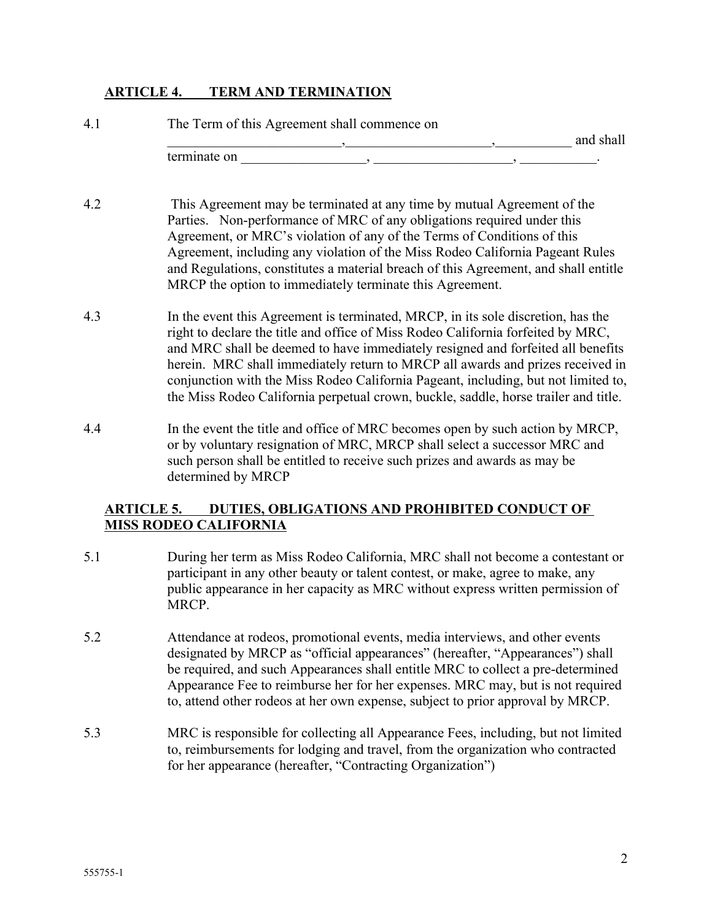## ARTICLE 4. TERM AND TERMINATION

4.1 The Term of this Agreement shall commence on _________________________,_____________________,___________ and shall terminate on __________________, ____________________, ___________.

4.2 This Agreement may be terminated at any time by mutual Agreement of the Parties. Non-performance of MRC of any obligations required under this Agreement, or MRC's violation of any of the Terms of Conditions of this Agreement, including any violation of the Miss Rodeo California Pageant Rules and Regulations, constitutes a material breach of this Agreement, and shall entitle MRCP the option to immediately terminate this Agreement.

4.3 In the event this Agreement is terminated, MRCP, in its sole discretion, has the right to declare the title and office of Miss Rodeo California forfeited by MRC, and MRC shall be deemed to have immediately resigned and forfeited all benefits herein. MRC shall immediately return to MRCP all awards and prizes received in conjunction with the Miss Rodeo California Pageant, including, but not limited to, the Miss Rodeo California perpetual crown, buckle, saddle, horse trailer and title.

4.4 In the event the title and office of MRC becomes open by such action by MRCP, or by voluntary resignation of MRC, MRCP shall select a successor MRC and such person shall be entitled to receive such prizes and awards as may be determined by MRCP

## ARTICLE 5. DUTIES, OBLIGATIONS AND PROHIBITED CONDUCT OF MISS RODEO CALIFORNIA

5.1 During her term as Miss Rodeo California, MRC shall not become a contestant or participant in any other beauty or talent contest, or make, agree to make, any public appearance in her capacity as MRC without express written permission of MRCP.

5.2 Attendance at rodeos, promotional events, media interviews, and other events designated by MRCP as "official appearances" (hereafter, "Appearances") shall be required, and such Appearances shall entitle MRC to collect a pre-determined Appearance Fee to reimburse her for her expenses. MRC may, but is not required to, attend other rodeos at her own expense, subject to prior approval by MRCP.

5.3 MRC is responsible for collecting all Appearance Fees, including, but not limited to, reimbursements for lodging and travel, from the organization who contracted for her appearance (hereafter, "Contracting Organization")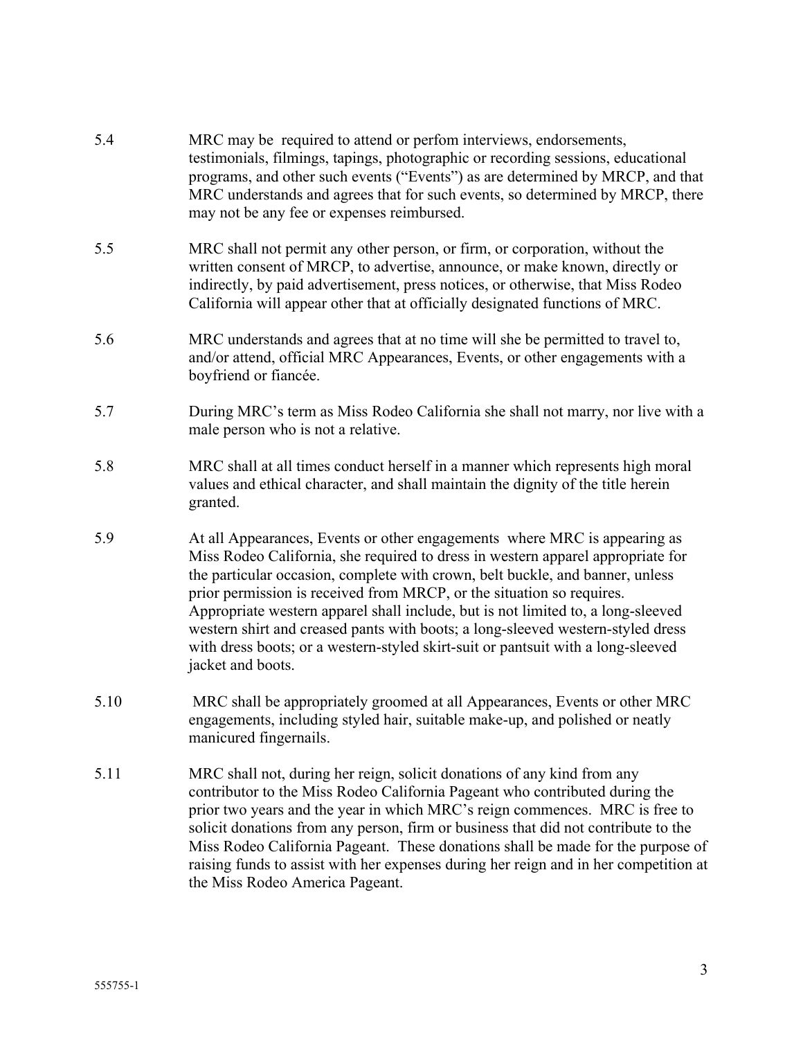5.4 MRC may be required to attend or perfom interviews, endorsements, testimonials, filmings, tapings, photographic or recording sessions, educational programs, and other such events ("Events") as are determined by MRCP, and that MRC understands and agrees that for such events, so determined by MRCP, there may not be any fee or expenses reimbursed.

5.5 MRC shall not permit any other person, or firm, or corporation, without the written consent of MRCP, to advertise, announce, or make known, directly or indirectly, by paid advertisement, press notices, or otherwise, that Miss Rodeo California will appear other that at officially designated functions of MRC.

5.6 MRC understands and agrees that at no time will she be permitted to travel to, and/or attend, official MRC Appearances, Events, or other engagements with a boyfriend or fiancée.

5.7 During MRC's term as Miss Rodeo California she shall not marry, nor live with a male person who is not a relative.

5.8 MRC shall at all times conduct herself in a manner which represents high moral values and ethical character, and shall maintain the dignity of the title herein granted.

5.9 At all Appearances, Events or other engagements where MRC is appearing as Miss Rodeo California, she required to dress in western apparel appropriate for the particular occasion, complete with crown, belt buckle, and banner, unless prior permission is received from MRCP, or the situation so requires. Appropriate western apparel shall include, but is not limited to, a long-sleeved western shirt and creased pants with boots; a long-sleeved western-styled dress with dress boots; or a western-styled skirt-suit or pantsuit with a long-sleeved jacket and boots.

5.10 MRC shall be appropriately groomed at all Appearances, Events or other MRC engagements, including styled hair, suitable make-up, and polished or neatly manicured fingernails.

5.11 MRC shall not, during her reign, solicit donations of any kind from any contributor to the Miss Rodeo California Pageant who contributed during the prior two years and the year in which MRC's reign commences. MRC is free to solicit donations from any person, firm or business that did not contribute to the Miss Rodeo California Pageant. These donations shall be made for the purpose of raising funds to assist with her expenses during her reign and in her competition at the Miss Rodeo America Pageant.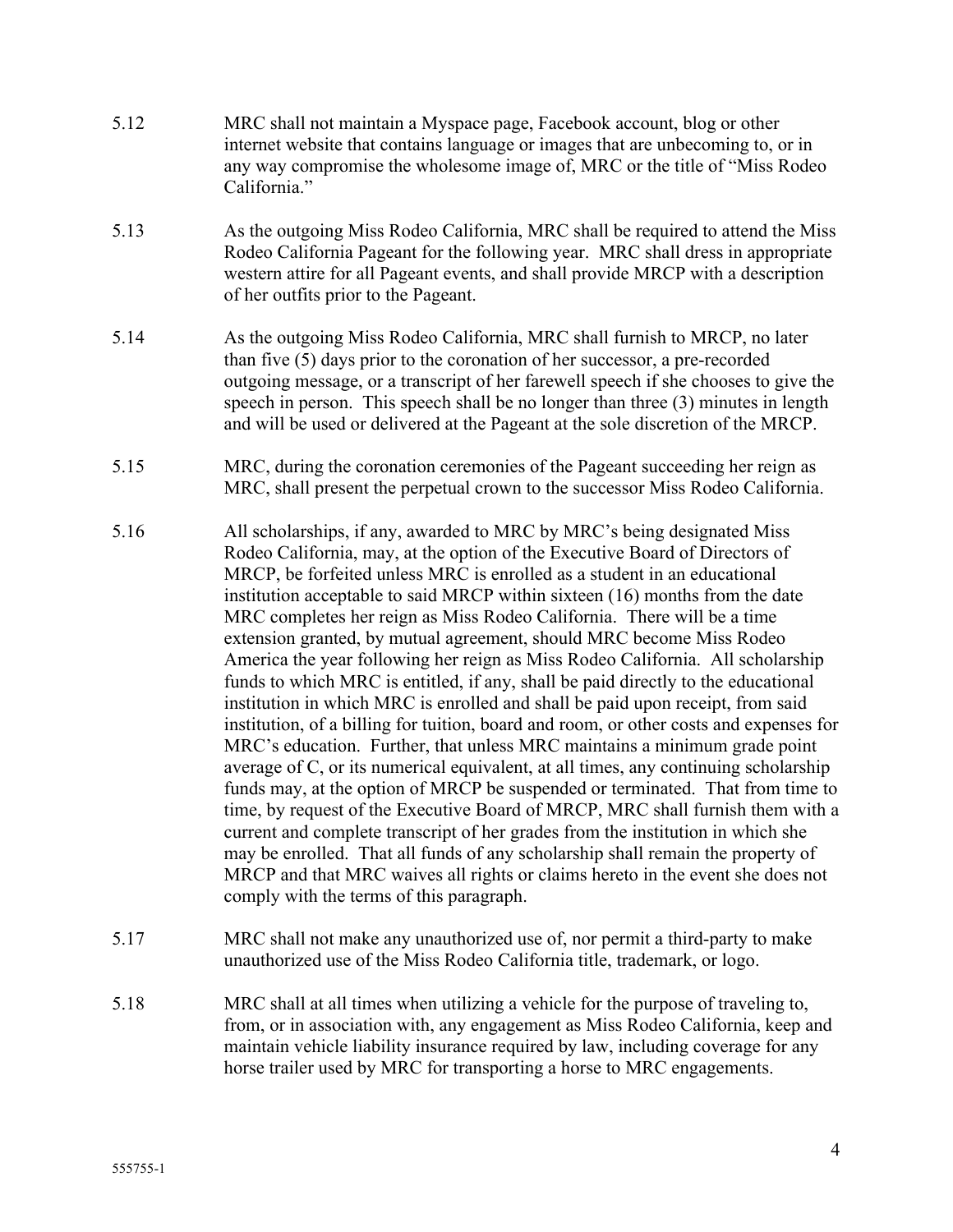5.12 MRC shall not maintain a Myspace page, Facebook account, blog or other internet website that contains language or images that are unbecoming to, or in any way compromise the wholesome image of, MRC or the title of "Miss Rodeo California."

5.13 As the outgoing Miss Rodeo California, MRC shall be required to attend the Miss Rodeo California Pageant for the following year. MRC shall dress in appropriate western attire for all Pageant events, and shall provide MRCP with a description of her outfits prior to the Pageant.

5.14 As the outgoing Miss Rodeo California, MRC shall furnish to MRCP, no later than five (5) days prior to the coronation of her successor, a pre-recorded outgoing message, or a transcript of her farewell speech if she chooses to give the speech in person. This speech shall be no longer than three (3) minutes in length and will be used or delivered at the Pageant at the sole discretion of the MRCP.

5.15 MRC, during the coronation ceremonies of the Pageant succeeding her reign as MRC, shall present the perpetual crown to the successor Miss Rodeo California.

5.16 All scholarships, if any, awarded to MRC by MRC's being designated Miss Rodeo California, may, at the option of the Executive Board of Directors of MRCP, be forfeited unless MRC is enrolled as a student in an educational institution acceptable to said MRCP within sixteen (16) months from the date MRC completes her reign as Miss Rodeo California. There will be a time extension granted, by mutual agreement, should MRC become Miss Rodeo America the year following her reign as Miss Rodeo California. All scholarship funds to which MRC is entitled, if any, shall be paid directly to the educational institution in which MRC is enrolled and shall be paid upon receipt, from said institution, of a billing for tuition, board and room, or other costs and expenses for MRC's education. Further, that unless MRC maintains a minimum grade point average of C, or its numerical equivalent, at all times, any continuing scholarship funds may, at the option of MRCP be suspended or terminated. That from time to time, by request of the Executive Board of MRCP, MRC shall furnish them with a current and complete transcript of her grades from the institution in which she may be enrolled. That all funds of any scholarship shall remain the property of MRCP and that MRC waives all rights or claims hereto in the event she does not comply with the terms of this paragraph.

5.17 MRC shall not make any unauthorized use of, nor permit a third-party to make unauthorized use of the Miss Rodeo California title, trademark, or logo.

5.18 MRC shall at all times when utilizing a vehicle for the purpose of traveling to, from, or in association with, any engagement as Miss Rodeo California, keep and maintain vehicle liability insurance required by law, including coverage for any horse trailer used by MRC for transporting a horse to MRC engagements.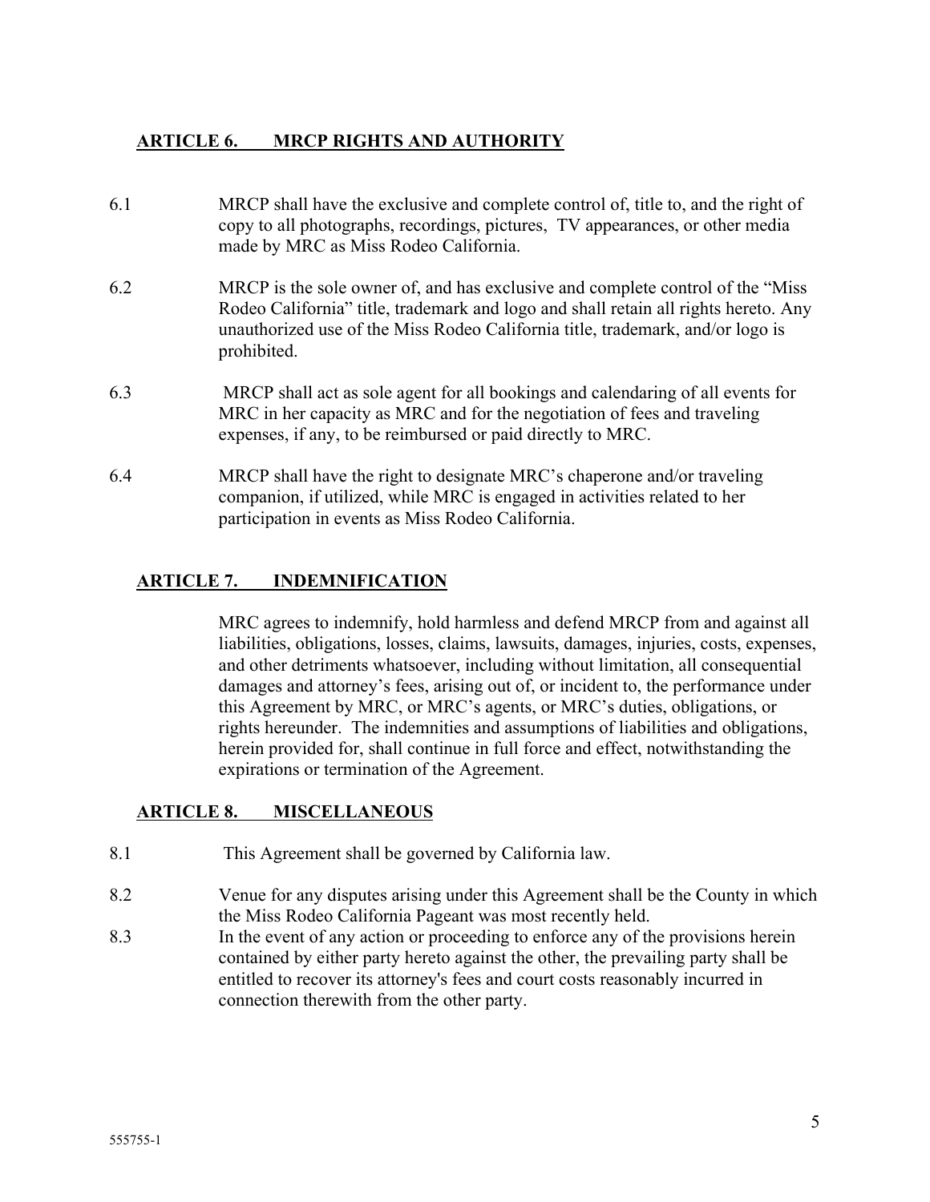## ARTICLE 6. MRCP RIGHTS AND AUTHORITY

6.1 MRCP shall have the exclusive and complete control of, title to, and the right of copy to all photographs, recordings, pictures, TV appearances, or other media made by MRC as Miss Rodeo California.

6.2 MRCP is the sole owner of, and has exclusive and complete control of the "Miss Rodeo California" title, trademark and logo and shall retain all rights hereto. Any unauthorized use of the Miss Rodeo California title, trademark, and/or logo is prohibited.

6.3 MRCP shall act as sole agent for all bookings and calendaring of all events for MRC in her capacity as MRC and for the negotiation of fees and traveling expenses, if any, to be reimbursed or paid directly to MRC.

6.4 MRCP shall have the right to designate MRC's chaperone and/or traveling companion, if utilized, while MRC is engaged in activities related to her participation in events as Miss Rodeo California.

## ARTICLE 7. INDEMNIFICATION

MRC agrees to indemnify, hold harmless and defend MRCP from and against all liabilities, obligations, losses, claims, lawsuits, damages, injuries, costs, expenses, and other detriments whatsoever, including without limitation, all consequential damages and attorney's fees, arising out of, or incident to, the performance under this Agreement by MRC, or MRC's agents, or MRC's duties, obligations, or rights hereunder. The indemnities and assumptions of liabilities and obligations, herein provided for, shall continue in full force and effect, notwithstanding the expirations or termination of the Agreement.

## ARTICLE 8. MISCELLANEOUS

8.1 This Agreement shall be governed by California law.

8.2 Venue for any disputes arising under this Agreement shall be the County in which the Miss Rodeo California Pageant was most recently held.

8.3 In the event of any action or proceeding to enforce any of the provisions herein contained by either party hereto against the other, the prevailing party shall be entitled to recover its attorney's fees and court costs reasonably incurred in connection therewith from the other party.

555755-1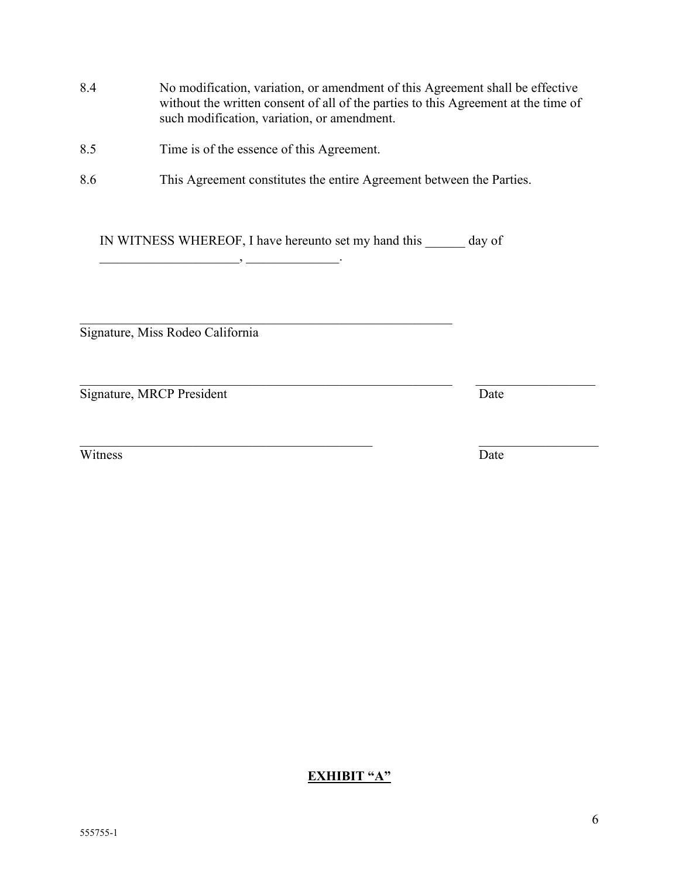8.4 No modification, variation, or amendment of this Agreement shall be effective without the written consent of all of the parties to this Agreement at the time of such modification, variation, or amendment.

8.5 Time is of the essence of this Agreement.

8.6 This Agreement constitutes the entire Agreement between the Parties.

IN WITNESS WHEREOF, I have hereunto set my hand this ______ day of _____________________, ______________.

_____________________________________________________________
Signature, Miss Rodeo California

_____________________________________________________________ __________________
Signature, MRCP President Date

_______________________________________________ __________________
Witness Date

**EXHIBIT "A"**

555755-1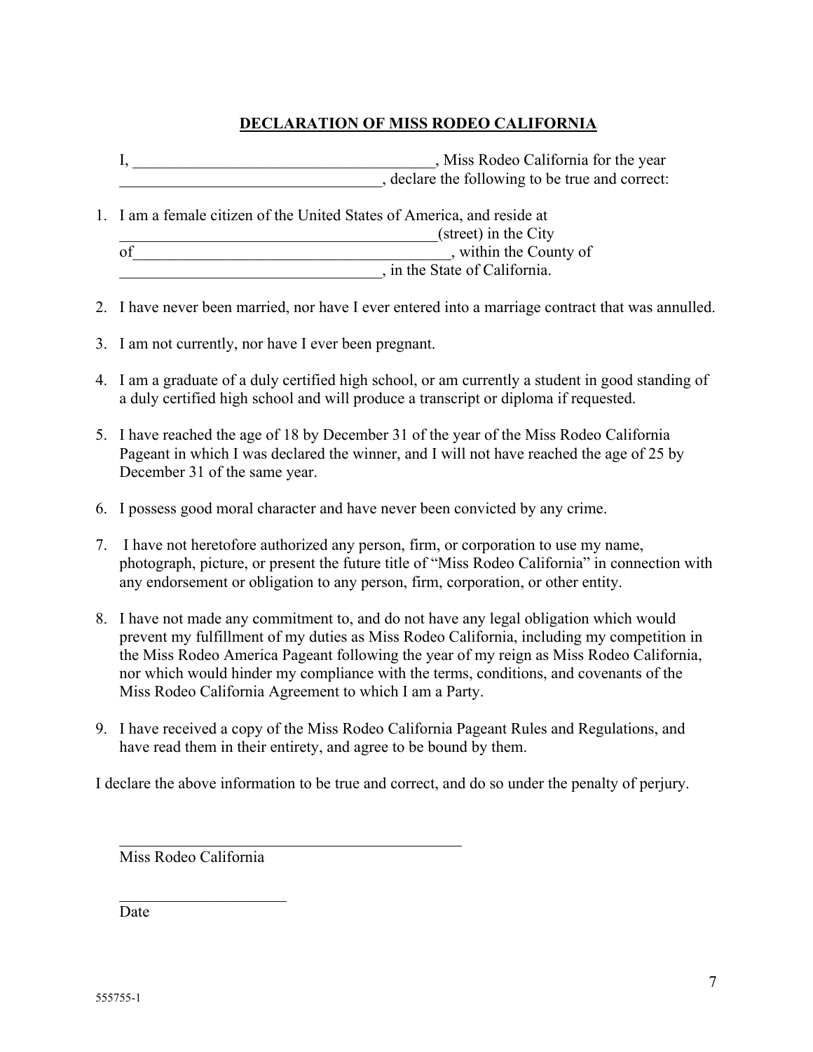# DECLARATION OF MISS RODEO CALIFORNIA

I, ______________________________________, Miss Rodeo California for the year _________________________________, declare the following to be true and correct:

1. I am a female citizen of the United States of America, and reside at _________________________________________(street) in the City of_________________________________________, within the County of _________________________________, in the State of California.

2. I have never been married, nor have I ever entered into a marriage contract that was annulled.

3. I am not currently, nor have I ever been pregnant.

4. I am a graduate of a duly certified high school, or am currently a student in good standing of a duly certified high school and will produce a transcript or diploma if requested.

5. I have reached the age of 18 by December 31 of the year of the Miss Rodeo California Pageant in which I was declared the winner, and I will not have reached the age of 25 by December 31 of the same year.

6. I possess good moral character and have never been convicted by any crime.

7. I have not heretofore authorized any person, firm, or corporation to use my name, photograph, picture, or present the future title of "Miss Rodeo California" in connection with any endorsement or obligation to any person, firm, corporation, or other entity.

8. I have not made any commitment to, and do not have any legal obligation which would prevent my fulfillment of my duties as Miss Rodeo California, including my competition in the Miss Rodeo America Pageant following the year of my reign as Miss Rodeo California, nor which would hinder my compliance with the terms, conditions, and covenants of the Miss Rodeo California Agreement to which I am a Party.

9. I have received a copy of the Miss Rodeo California Pageant Rules and Regulations, and have read them in their entirety, and agree to be bound by them.

I declare the above information to be true and correct, and do so under the penalty of perjury.

_____________________________________________

Miss Rodeo California

______________________

Date

555755-1